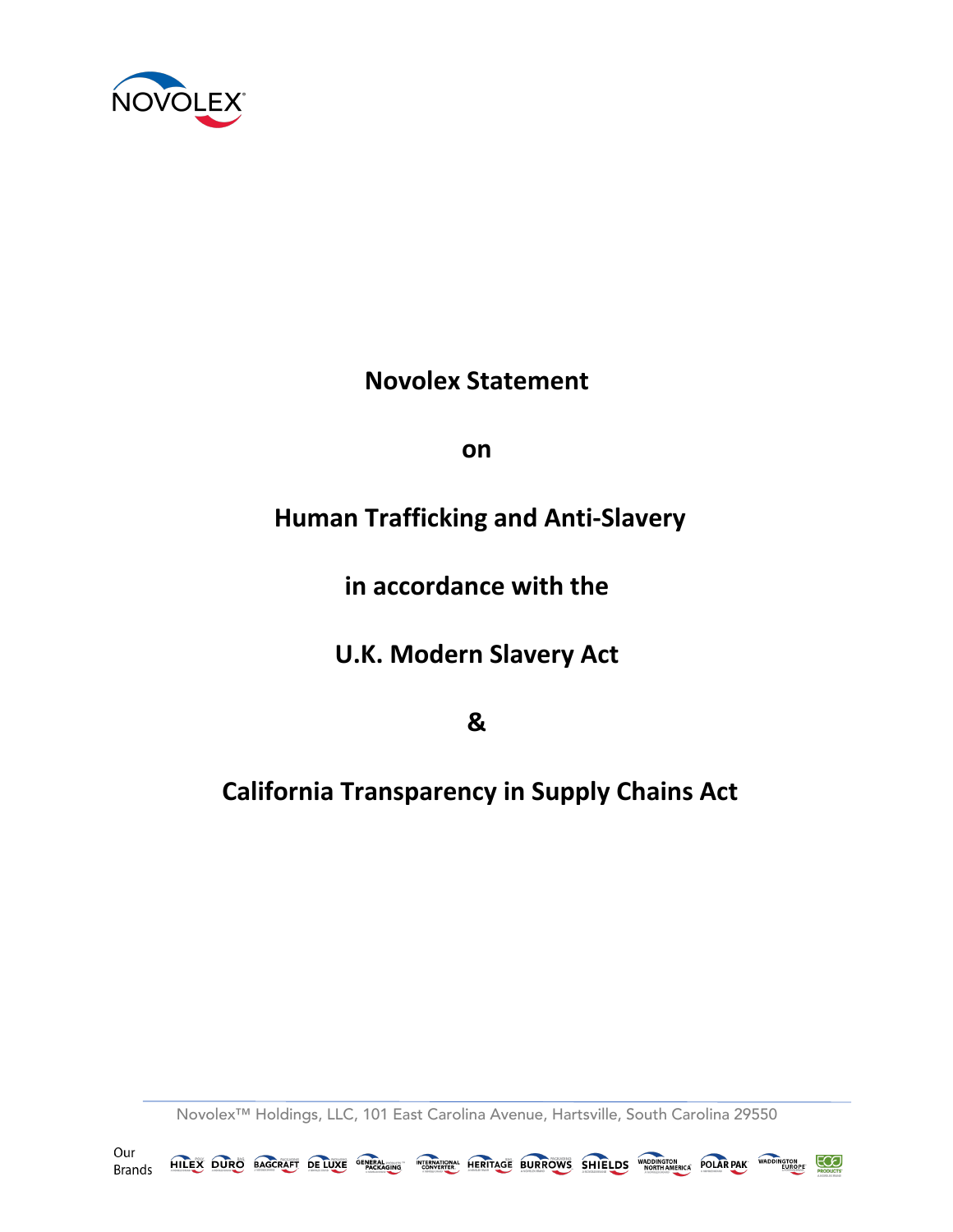# Novolex Statement

# on

# Human Trafficking and Anti-Slavery

# in accordance with the

# U.K. Modern Slavery Act

# &

# California Transparency in Supply Chains Act

Novolex™ Holdings, LLC, 101 East Carolina Avenue, Hartsville, South Carolina 29550

Our Brands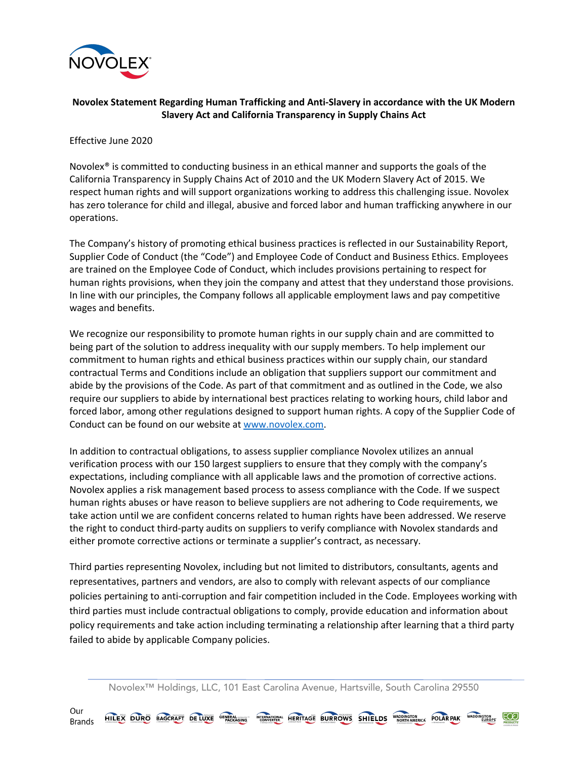**Novolex Statement Regarding Human Trafficking and Anti-Slavery in accordance with the UK Modern Slavery Act and California Transparency in Supply Chains Act**

Effective June 2020

Novolex® is committed to conducting business in an ethical manner and supports the goals of the California Transparency in Supply Chains Act of 2010 and the UK Modern Slavery Act of 2015. We respect human rights and will support organizations working to address this challenging issue. Novolex has zero tolerance for child and illegal, abusive and forced labor and human trafficking anywhere in our operations.

The Company's history of promoting ethical business practices is reflected in our Sustainability Report, Supplier Code of Conduct (the "Code") and Employee Code of Conduct and Business Ethics. Employees are trained on the Employee Code of Conduct, which includes provisions pertaining to respect for human rights provisions, when they join the company and attest that they understand those provisions. In line with our principles, the Company follows all applicable employment laws and pay competitive wages and benefits.

We recognize our responsibility to promote human rights in our supply chain and are committed to being part of the solution to address inequality with our supply members. To help implement our commitment to human rights and ethical business practices within our supply chain, our standard contractual Terms and Conditions include an obligation that suppliers support our commitment and abide by the provisions of the Code. As part of that commitment and as outlined in the Code, we also require our suppliers to abide by international best practices relating to working hours, child labor and forced labor, among other regulations designed to support human rights. A copy of the Supplier Code of Conduct can be found on our website at www.novolex.com.

In addition to contractual obligations, to assess supplier compliance Novolex utilizes an annual verification process with our 150 largest suppliers to ensure that they comply with the company's expectations, including compliance with all applicable laws and the promotion of corrective actions. Novolex applies a risk management based process to assess compliance with the Code. If we suspect human rights abuses or have reason to believe suppliers are not adhering to Code requirements, we take action until we are confident concerns related to human rights have been addressed. We reserve the right to conduct third-party audits on suppliers to verify compliance with Novolex standards and either promote corrective actions or terminate a supplier's contract, as necessary.

Third parties representing Novolex, including but not limited to distributors, consultants, agents and representatives, partners and vendors, are also to comply with relevant aspects of our compliance policies pertaining to anti-corruption and fair competition included in the Code. Employees working with third parties must include contractual obligations to comply, provide education and information about policy requirements and take action including terminating a relationship after learning that a third party failed to abide by applicable Company policies.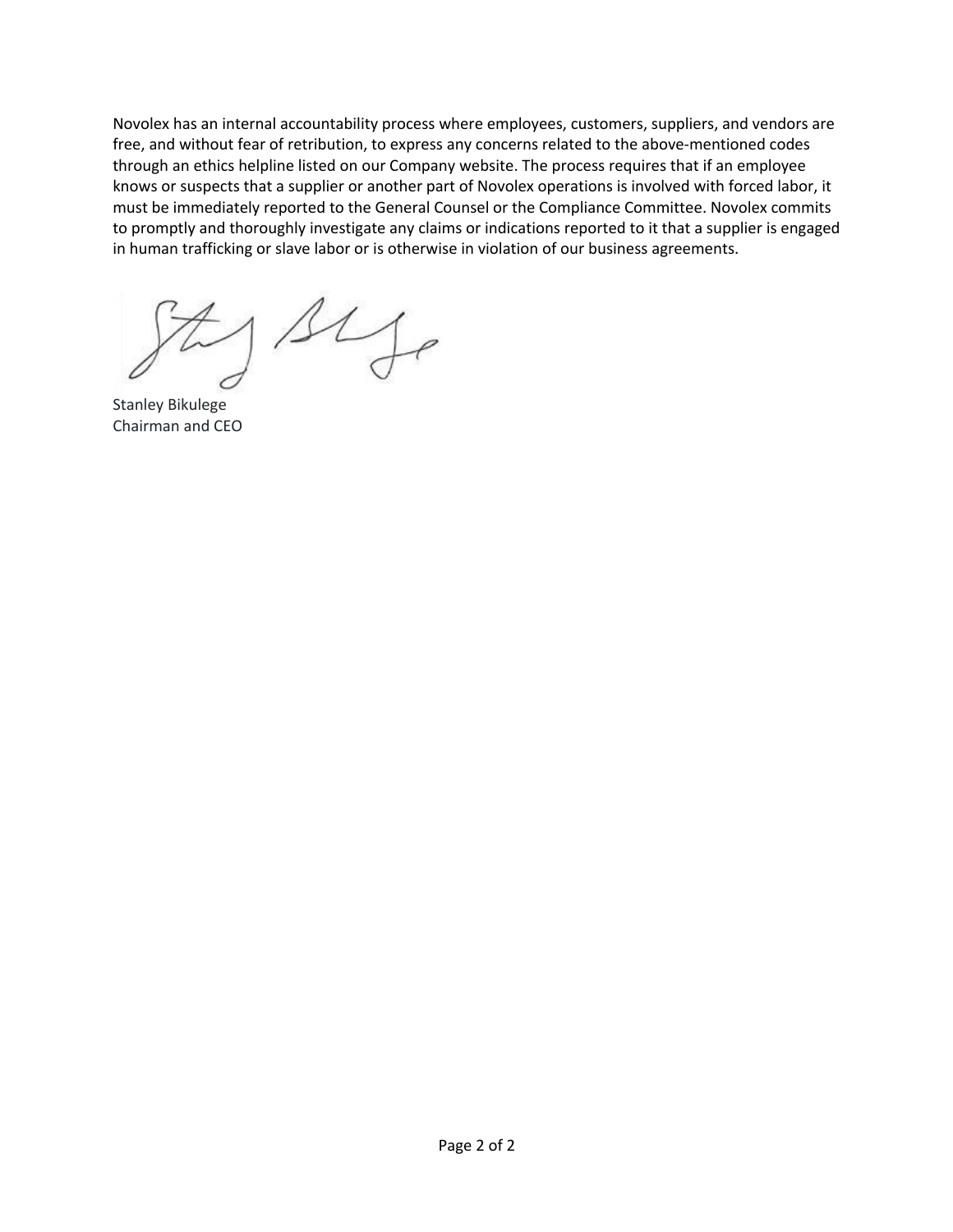Novolex has an internal accountability process where employees, customers, suppliers, and vendors are free, and without fear of retribution, to express any concerns related to the above-mentioned codes through an ethics helpline listed on our Company website. The process requires that if an employee knows or suspects that a supplier or another part of Novolex operations is involved with forced labor, it must be immediately reported to the General Counsel or the Compliance Committee. Novolex commits to promptly and thoroughly investigate any claims or indications reported to it that a supplier is engaged in human trafficking or slave labor or is otherwise in violation of our business agreements.

Stanley Bikulege
Chairman and CEO